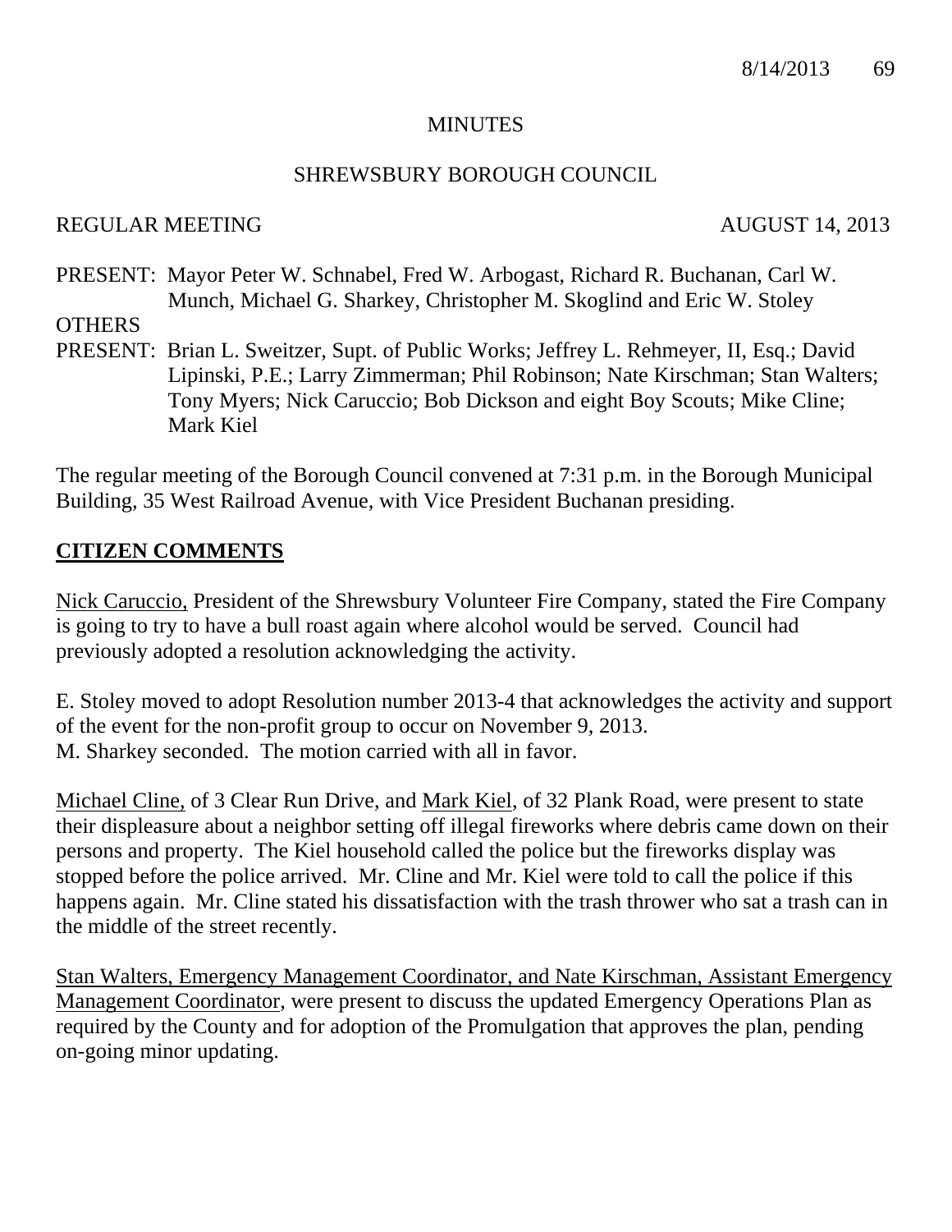MINUTES

SHREWSBURY BOROUGH COUNCIL

REGULAR MEETING AUGUST 14, 2013

PRESENT: Mayor Peter W. Schnabel, Fred W. Arbogast, Richard R. Buchanan, Carl W. Munch, Michael G. Sharkey, Christopher M. Skoglind and Eric W. Stoley

OTHERS PRESENT: Brian L. Sweitzer, Supt. of Public Works; Jeffrey L. Rehmeyer, II, Esq.; David Lipinski, P.E.; Larry Zimmerman; Phil Robinson; Nate Kirschman; Stan Walters; Tony Myers; Nick Caruccio; Bob Dickson and eight Boy Scouts; Mike Cline; Mark Kiel

The regular meeting of the Borough Council convened at 7:31 p.m. in the Borough Municipal Building, 35 West Railroad Avenue, with Vice President Buchanan presiding.

## CITIZEN COMMENTS

Nick Caruccio, President of the Shrewsbury Volunteer Fire Company, stated the Fire Company is going to try to have a bull roast again where alcohol would be served. Council had previously adopted a resolution acknowledging the activity.

E. Stoley moved to adopt Resolution number 2013-4 that acknowledges the activity and support of the event for the non-profit group to occur on November 9, 2013.
M. Sharkey seconded. The motion carried with all in favor.

Michael Cline, of 3 Clear Run Drive, and Mark Kiel, of 32 Plank Road, were present to state their displeasure about a neighbor setting off illegal fireworks where debris came down on their persons and property. The Kiel household called the police but the fireworks display was stopped before the police arrived. Mr. Cline and Mr. Kiel were told to call the police if this happens again. Mr. Cline stated his dissatisfaction with the trash thrower who sat a trash can in the middle of the street recently.

Stan Walters, Emergency Management Coordinator, and Nate Kirschman, Assistant Emergency Management Coordinator, were present to discuss the updated Emergency Operations Plan as required by the County and for adoption of the Promulgation that approves the plan, pending on-going minor updating.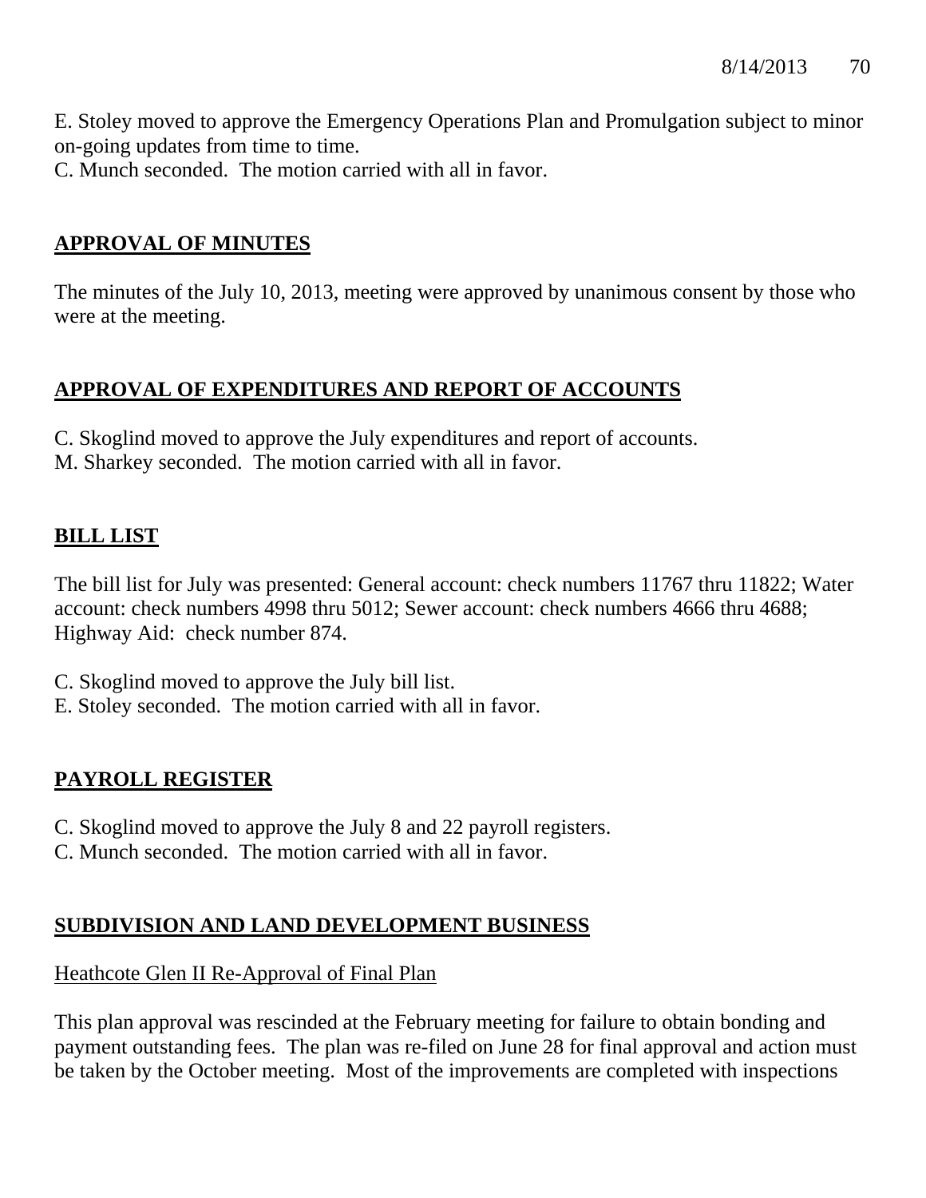E. Stoley moved to approve the Emergency Operations Plan and Promulgation subject to minor on-going updates from time to time.
C. Munch seconded. The motion carried with all in favor.

## APPROVAL OF MINUTES

The minutes of the July 10, 2013, meeting were approved by unanimous consent by those who were at the meeting.

## APPROVAL OF EXPENDITURES AND REPORT OF ACCOUNTS

C. Skoglind moved to approve the July expenditures and report of accounts.
M. Sharkey seconded. The motion carried with all in favor.

## BILL LIST

The bill list for July was presented: General account: check numbers 11767 thru 11822; Water account: check numbers 4998 thru 5012; Sewer account: check numbers 4666 thru 4688; Highway Aid: check number 874.

C. Skoglind moved to approve the July bill list.
E. Stoley seconded. The motion carried with all in favor.

## PAYROLL REGISTER

C. Skoglind moved to approve the July 8 and 22 payroll registers.
C. Munch seconded. The motion carried with all in favor.

## SUBDIVISION AND LAND DEVELOPMENT BUSINESS

### Heathcote Glen II Re-Approval of Final Plan

This plan approval was rescinded at the February meeting for failure to obtain bonding and payment outstanding fees. The plan was re-filed on June 28 for final approval and action must be taken by the October meeting. Most of the improvements are completed with inspections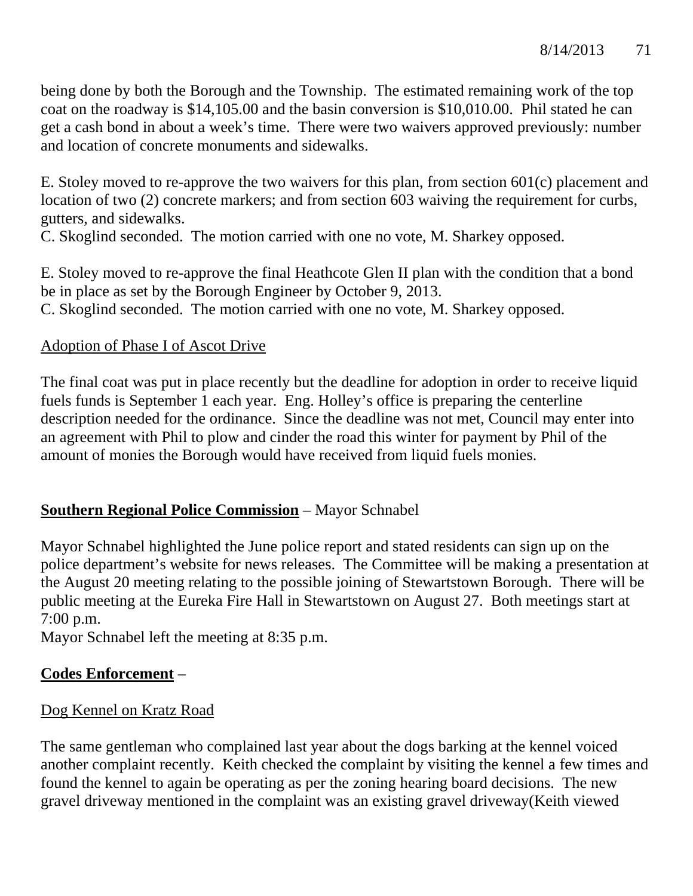being done by both the Borough and the Township. The estimated remaining work of the top coat on the roadway is $14,105.00 and the basin conversion is $10,010.00. Phil stated he can get a cash bond in about a week's time. There were two waivers approved previously: number and location of concrete monuments and sidewalks.

E. Stoley moved to re-approve the two waivers for this plan, from section 601(c) placement and location of two (2) concrete markers; and from section 603 waiving the requirement for curbs, gutters, and sidewalks.
C. Skoglind seconded. The motion carried with one no vote, M. Sharkey opposed.

E. Stoley moved to re-approve the final Heathcote Glen II plan with the condition that a bond be in place as set by the Borough Engineer by October 9, 2013.
C. Skoglind seconded. The motion carried with one no vote, M. Sharkey opposed.

Adoption of Phase I of Ascot Drive

The final coat was put in place recently but the deadline for adoption in order to receive liquid fuels funds is September 1 each year. Eng. Holley's office is preparing the centerline description needed for the ordinance. Since the deadline was not met, Council may enter into an agreement with Phil to plow and cinder the road this winter for payment by Phil of the amount of monies the Borough would have received from liquid fuels monies.

**Southern Regional Police Commission** – Mayor Schnabel

Mayor Schnabel highlighted the June police report and stated residents can sign up on the police department's website for news releases. The Committee will be making a presentation at the August 20 meeting relating to the possible joining of Stewartstown Borough. There will be public meeting at the Eureka Fire Hall in Stewartstown on August 27. Both meetings start at 7:00 p.m.
Mayor Schnabel left the meeting at 8:35 p.m.

**Codes Enforcement** –

Dog Kennel on Kratz Road

The same gentleman who complained last year about the dogs barking at the kennel voiced another complaint recently. Keith checked the complaint by visiting the kennel a few times and found the kennel to again be operating as per the zoning hearing board decisions. The new gravel driveway mentioned in the complaint was an existing gravel driveway(Keith viewed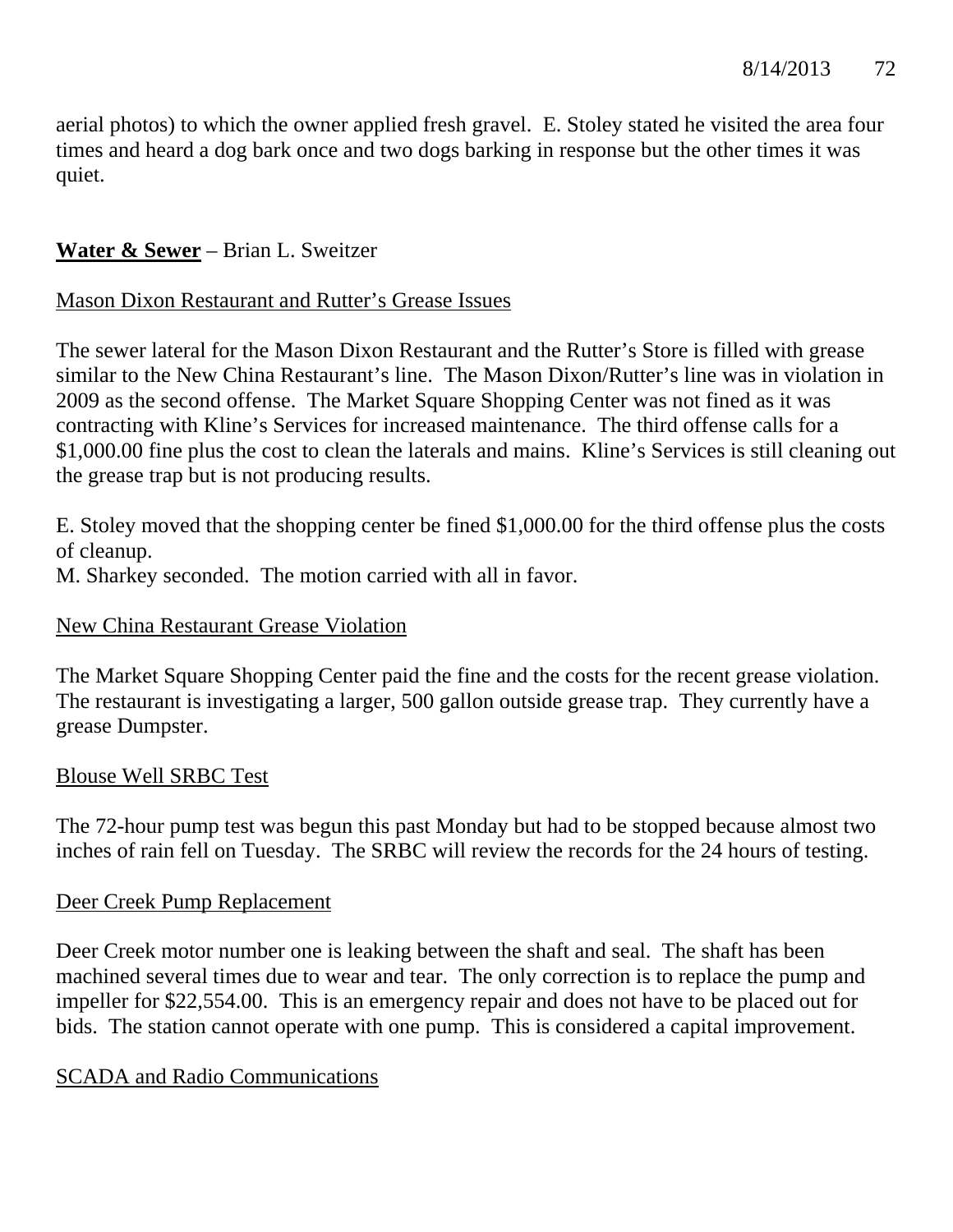aerial photos) to which the owner applied fresh gravel. E. Stoley stated he visited the area four times and heard a dog bark once and two dogs barking in response but the other times it was quiet.

**Water & Sewer** – Brian L. Sweitzer

Mason Dixon Restaurant and Rutter's Grease Issues

The sewer lateral for the Mason Dixon Restaurant and the Rutter's Store is filled with grease similar to the New China Restaurant's line. The Mason Dixon/Rutter's line was in violation in 2009 as the second offense. The Market Square Shopping Center was not fined as it was contracting with Kline's Services for increased maintenance. The third offense calls for a $1,000.00 fine plus the cost to clean the laterals and mains. Kline's Services is still cleaning out the grease trap but is not producing results.

E. Stoley moved that the shopping center be fined $1,000.00 for the third offense plus the costs of cleanup.
M. Sharkey seconded. The motion carried with all in favor.

New China Restaurant Grease Violation

The Market Square Shopping Center paid the fine and the costs for the recent grease violation. The restaurant is investigating a larger, 500 gallon outside grease trap. They currently have a grease Dumpster.

Blouse Well SRBC Test

The 72-hour pump test was begun this past Monday but had to be stopped because almost two inches of rain fell on Tuesday. The SRBC will review the records for the 24 hours of testing.

Deer Creek Pump Replacement

Deer Creek motor number one is leaking between the shaft and seal. The shaft has been machined several times due to wear and tear. The only correction is to replace the pump and impeller for $22,554.00. This is an emergency repair and does not have to be placed out for bids. The station cannot operate with one pump. This is considered a capital improvement.

SCADA and Radio Communications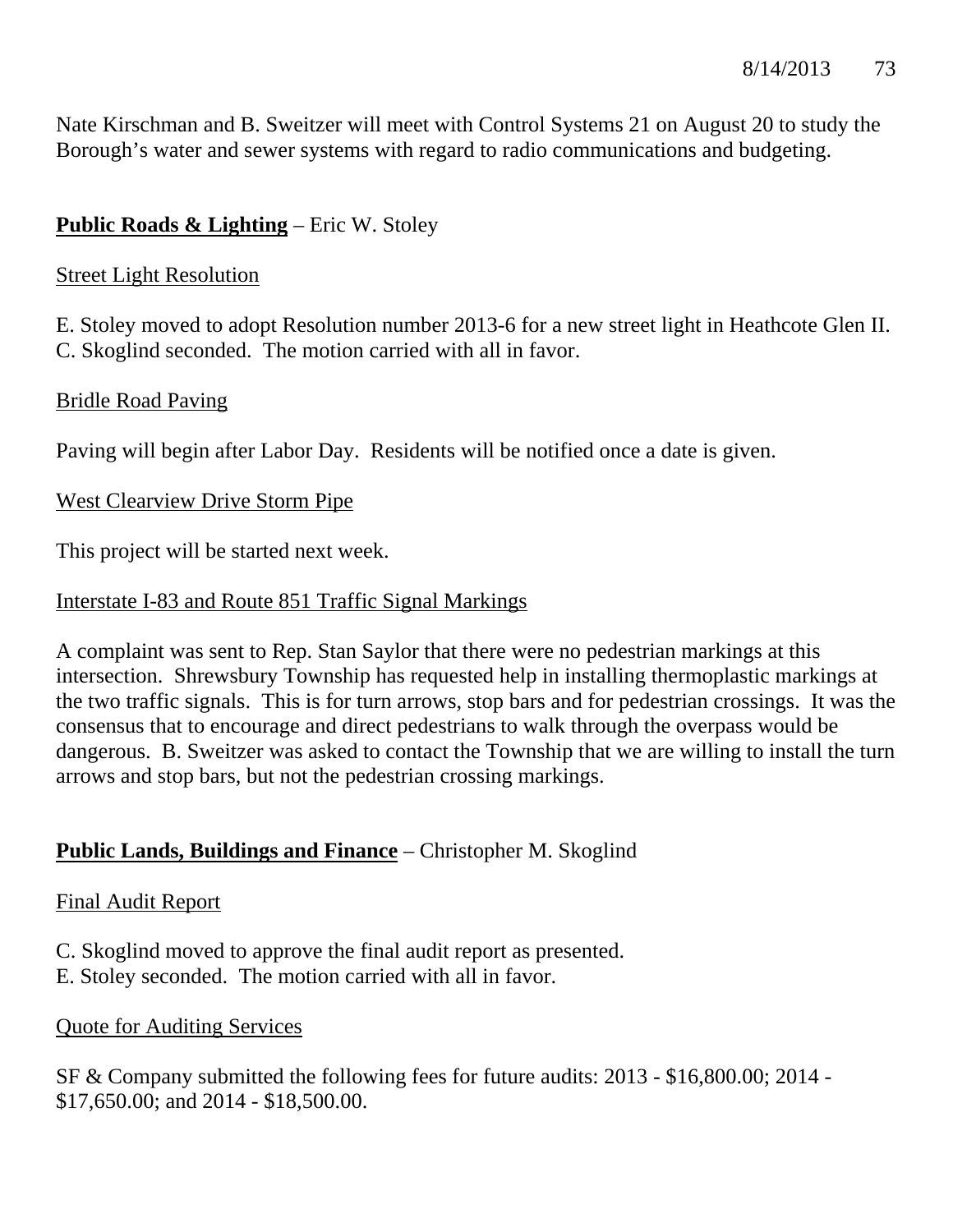Nate Kirschman and B. Sweitzer will meet with Control Systems 21 on August 20 to study the Borough's water and sewer systems with regard to radio communications and budgeting.

**Public Roads & Lighting** – Eric W. Stoley

Street Light Resolution

E. Stoley moved to adopt Resolution number 2013-6 for a new street light in Heathcote Glen II. C. Skoglind seconded. The motion carried with all in favor.

Bridle Road Paving

Paving will begin after Labor Day. Residents will be notified once a date is given.

West Clearview Drive Storm Pipe

This project will be started next week.

Interstate I-83 and Route 851 Traffic Signal Markings

A complaint was sent to Rep. Stan Saylor that there were no pedestrian markings at this intersection. Shrewsbury Township has requested help in installing thermoplastic markings at the two traffic signals. This is for turn arrows, stop bars and for pedestrian crossings. It was the consensus that to encourage and direct pedestrians to walk through the overpass would be dangerous. B. Sweitzer was asked to contact the Township that we are willing to install the turn arrows and stop bars, but not the pedestrian crossing markings.

**Public Lands, Buildings and Finance** – Christopher M. Skoglind

Final Audit Report

C. Skoglind moved to approve the final audit report as presented.
E. Stoley seconded. The motion carried with all in favor.

Quote for Auditing Services

SF & Company submitted the following fees for future audits: 2013 - $16,800.00; 2014 - $17,650.00; and 2014 - $18,500.00.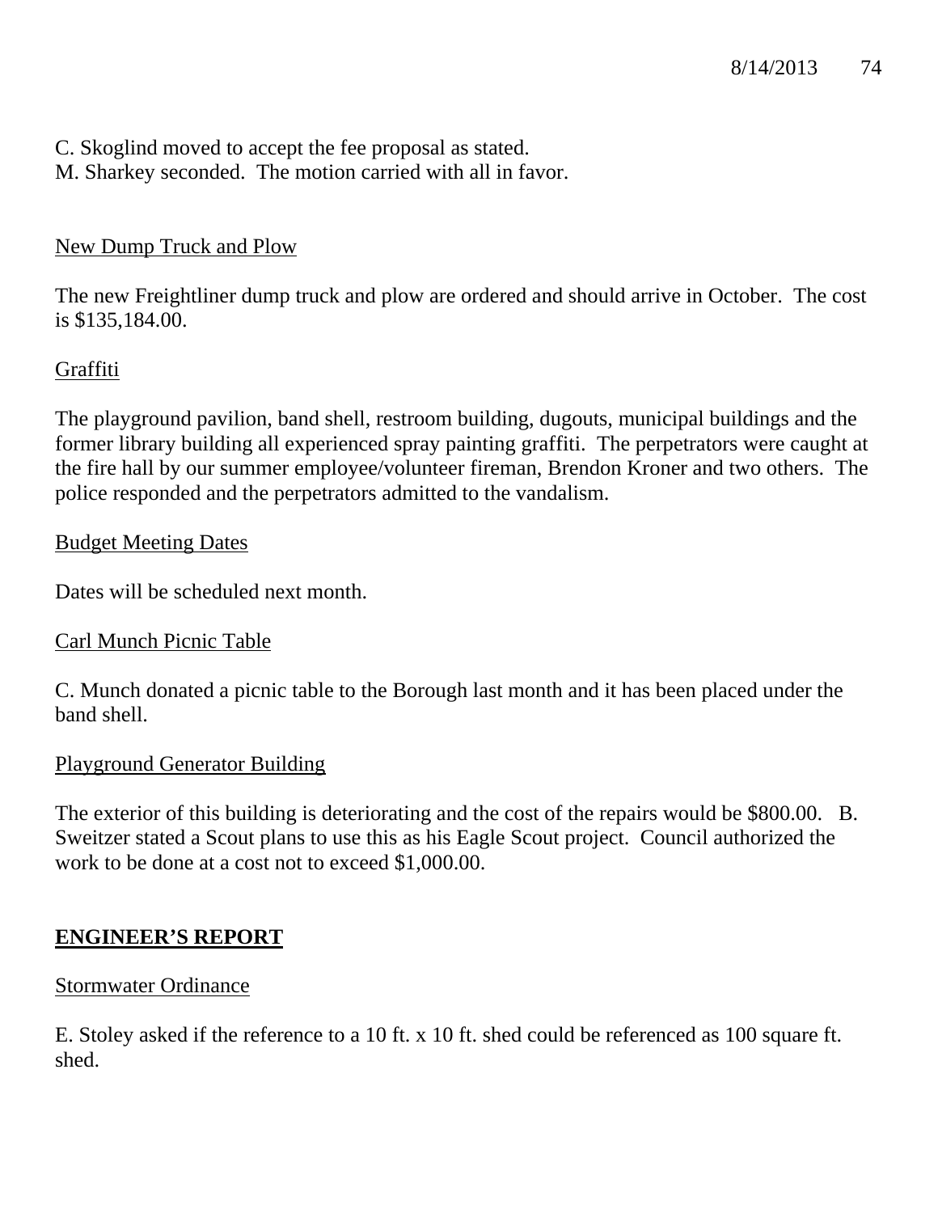C. Skoglind moved to accept the fee proposal as stated.
M. Sharkey seconded. The motion carried with all in favor.

New Dump Truck and Plow

The new Freightliner dump truck and plow are ordered and should arrive in October. The cost is $135,184.00.

Graffiti

The playground pavilion, band shell, restroom building, dugouts, municipal buildings and the former library building all experienced spray painting graffiti. The perpetrators were caught at the fire hall by our summer employee/volunteer fireman, Brendon Kroner and two others. The police responded and the perpetrators admitted to the vandalism.

Budget Meeting Dates

Dates will be scheduled next month.

Carl Munch Picnic Table

C. Munch donated a picnic table to the Borough last month and it has been placed under the band shell.

Playground Generator Building

The exterior of this building is deteriorating and the cost of the repairs would be $800.00. B. Sweitzer stated a Scout plans to use this as his Eagle Scout project. Council authorized the work to be done at a cost not to exceed $1,000.00.

## ENGINEER'S REPORT

Stormwater Ordinance

E. Stoley asked if the reference to a 10 ft. x 10 ft. shed could be referenced as 100 square ft. shed.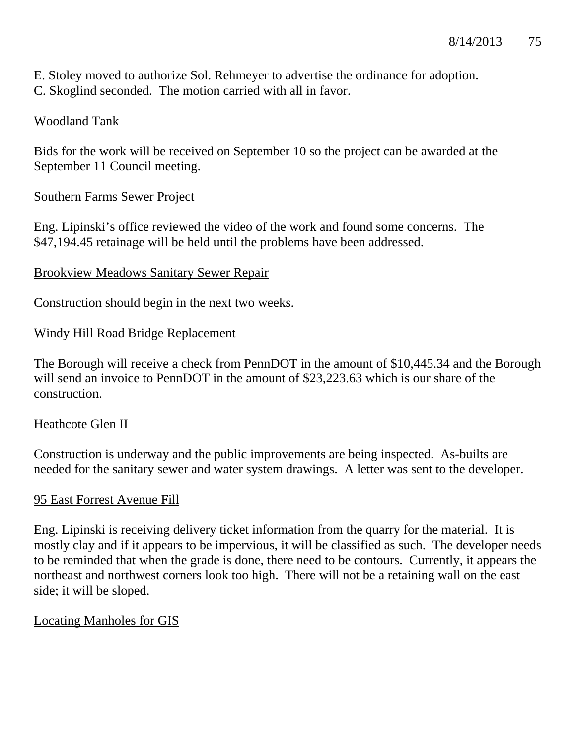E. Stoley moved to authorize Sol. Rehmeyer to advertise the ordinance for adoption. C. Skoglind seconded. The motion carried with all in favor.

<u>Woodland Tank</u>

Bids for the work will be received on September 10 so the project can be awarded at the September 11 Council meeting.

<u>Southern Farms Sewer Project</u>

Eng. Lipinski's office reviewed the video of the work and found some concerns. The $47,194.45 retainage will be held until the problems have been addressed.

<u>Brookview Meadows Sanitary Sewer Repair</u>

Construction should begin in the next two weeks.

<u>Windy Hill Road Bridge Replacement</u>

The Borough will receive a check from PennDOT in the amount of $10,445.34 and the Borough will send an invoice to PennDOT in the amount of $23,223.63 which is our share of the construction.

<u>Heathcote Glen II</u>

Construction is underway and the public improvements are being inspected. As-builts are needed for the sanitary sewer and water system drawings. A letter was sent to the developer.

<u>95 East Forrest Avenue Fill</u>

Eng. Lipinski is receiving delivery ticket information from the quarry for the material. It is mostly clay and if it appears to be impervious, it will be classified as such. The developer needs to be reminded that when the grade is done, there need to be contours. Currently, it appears the northeast and northwest corners look too high. There will not be a retaining wall on the east side; it will be sloped.

<u>Locating Manholes for GIS</u>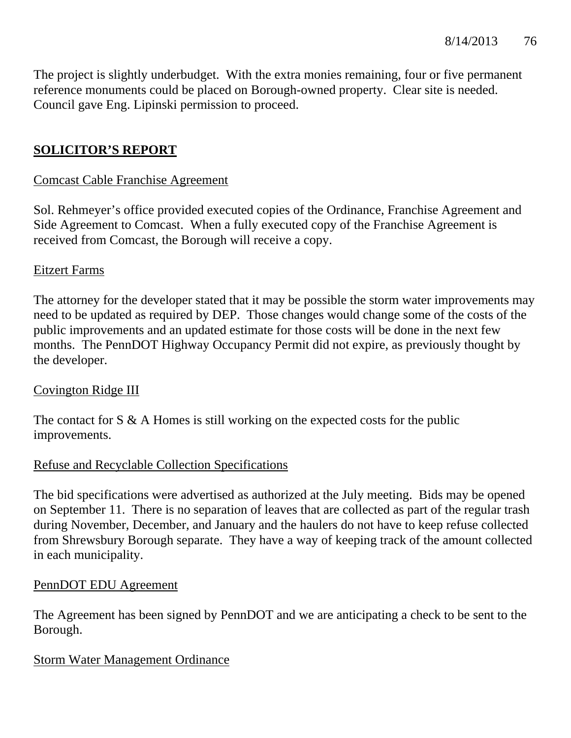The project is slightly underbudget. With the extra monies remaining, four or five permanent reference monuments could be placed on Borough-owned property. Clear site is needed. Council gave Eng. Lipinski permission to proceed.

## SOLICITOR'S REPORT

Comcast Cable Franchise Agreement

Sol. Rehmeyer's office provided executed copies of the Ordinance, Franchise Agreement and Side Agreement to Comcast. When a fully executed copy of the Franchise Agreement is received from Comcast, the Borough will receive a copy.

Eitzert Farms

The attorney for the developer stated that it may be possible the storm water improvements may need to be updated as required by DEP. Those changes would change some of the costs of the public improvements and an updated estimate for those costs will be done in the next few months. The PennDOT Highway Occupancy Permit did not expire, as previously thought by the developer.

Covington Ridge III

The contact for S & A Homes is still working on the expected costs for the public improvements.

Refuse and Recyclable Collection Specifications

The bid specifications were advertised as authorized at the July meeting. Bids may be opened on September 11. There is no separation of leaves that are collected as part of the regular trash during November, December, and January and the haulers do not have to keep refuse collected from Shrewsbury Borough separate. They have a way of keeping track of the amount collected in each municipality.

PennDOT EDU Agreement

The Agreement has been signed by PennDOT and we are anticipating a check to be sent to the Borough.

Storm Water Management Ordinance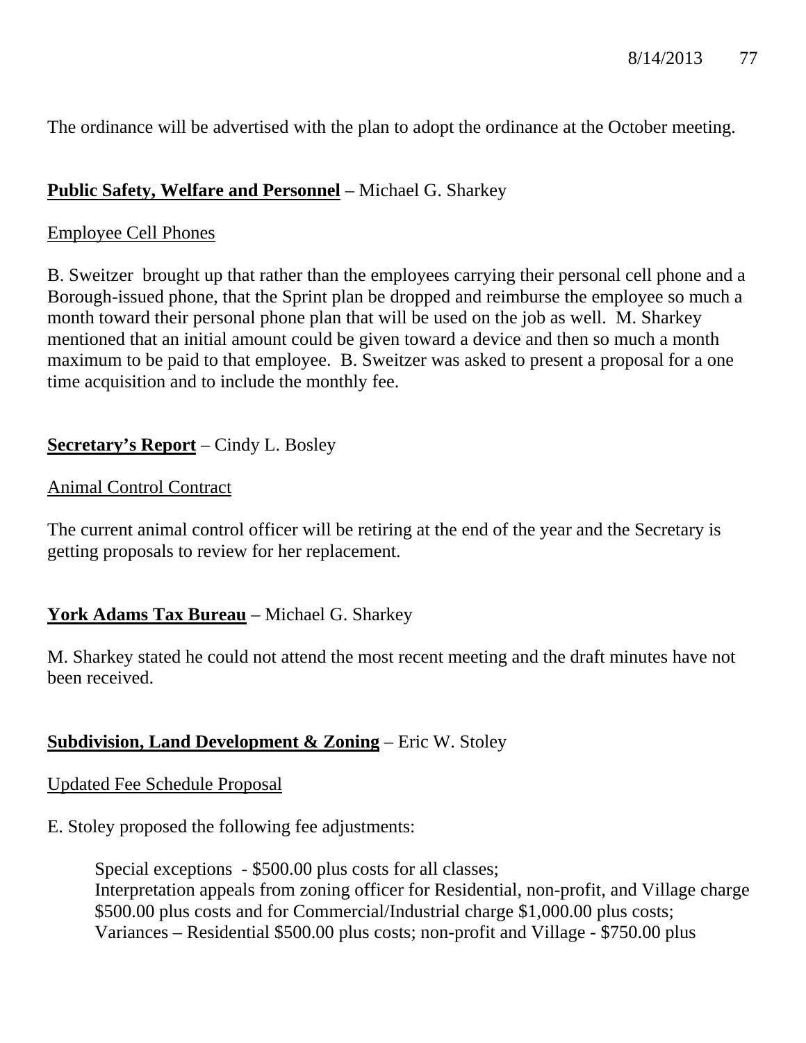The ordinance will be advertised with the plan to adopt the ordinance at the October meeting.

**Public Safety, Welfare and Personnel** – Michael G. Sharkey

Employee Cell Phones

B. Sweitzer brought up that rather than the employees carrying their personal cell phone and a Borough-issued phone, that the Sprint plan be dropped and reimburse the employee so much a month toward their personal phone plan that will be used on the job as well. M. Sharkey mentioned that an initial amount could be given toward a device and then so much a month maximum to be paid to that employee. B. Sweitzer was asked to present a proposal for a one time acquisition and to include the monthly fee.

**Secretary's Report** – Cindy L. Bosley

Animal Control Contract

The current animal control officer will be retiring at the end of the year and the Secretary is getting proposals to review for her replacement.

**York Adams Tax Bureau** – Michael G. Sharkey

M. Sharkey stated he could not attend the most recent meeting and the draft minutes have not been received.

**Subdivision, Land Development & Zoning** – Eric W. Stoley

Updated Fee Schedule Proposal

E. Stoley proposed the following fee adjustments:

> Special exceptions - $500.00 plus costs for all classes;
> Interpretation appeals from zoning officer for Residential, non-profit, and Village charge $500.00 plus costs and for Commercial/Industrial charge $1,000.00 plus costs;
> Variances – Residential $500.00 plus costs; non-profit and Village - $750.00 plus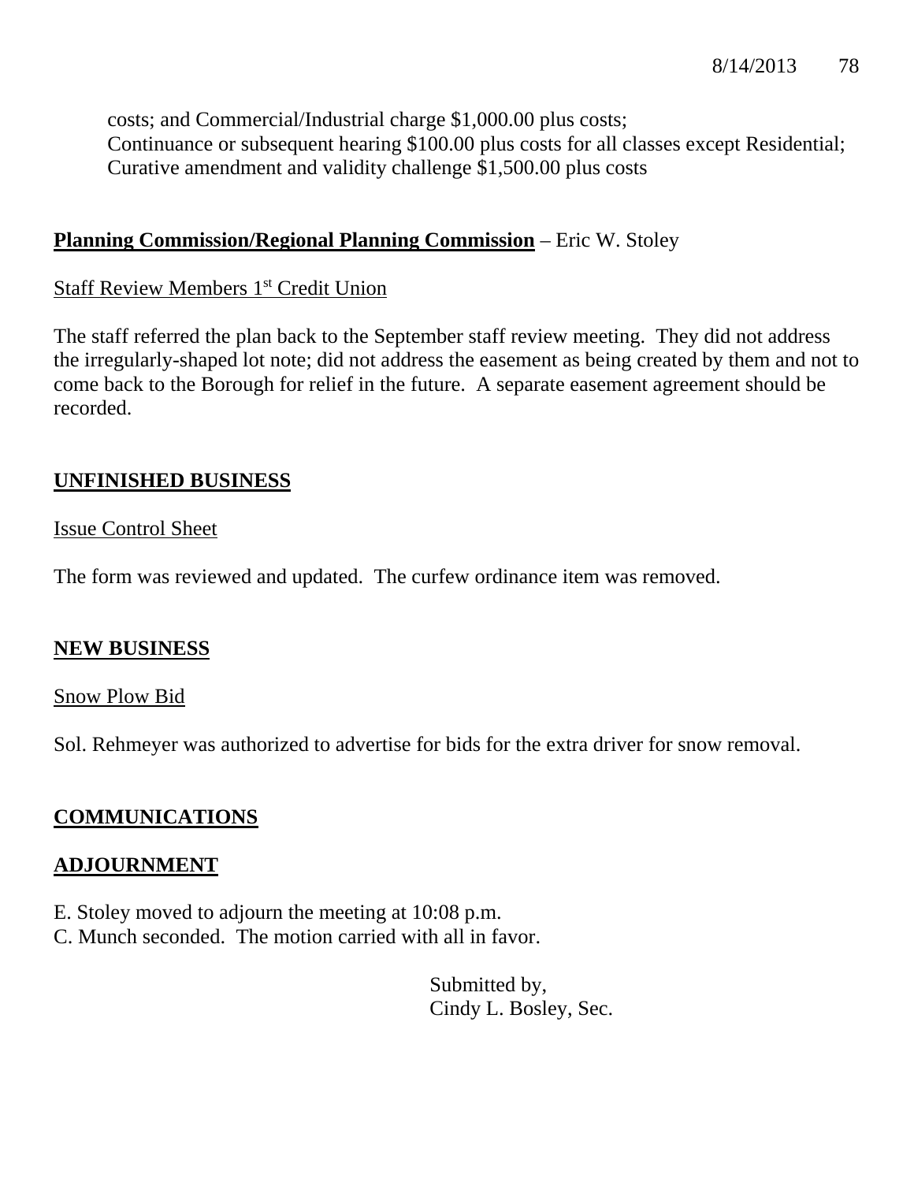costs; and Commercial/Industrial charge $1,000.00 plus costs;
Continuance or subsequent hearing $100.00 plus costs for all classes except Residential;
Curative amendment and validity challenge $1,500.00 plus costs

**<u>Planning Commission/Regional Planning Commission</u>** – Eric W. Stoley

<u>Staff Review Members 1st Credit Union</u>

The staff referred the plan back to the September staff review meeting. They did not address the irregularly-shaped lot note; did not address the easement as being created by them and not to come back to the Borough for relief in the future. A separate easement agreement should be recorded.

## <u>UNFINISHED BUSINESS</u>

<u>Issue Control Sheet</u>

The form was reviewed and updated. The curfew ordinance item was removed.

## <u>NEW BUSINESS</u>

<u>Snow Plow Bid</u>

Sol. Rehmeyer was authorized to advertise for bids for the extra driver for snow removal.

## <u>COMMUNICATIONS</u>

## <u>ADJOURNMENT</u>

E. Stoley moved to adjourn the meeting at 10:08 p.m.
C. Munch seconded. The motion carried with all in favor.

Submitted by,
Cindy L. Bosley, Sec.